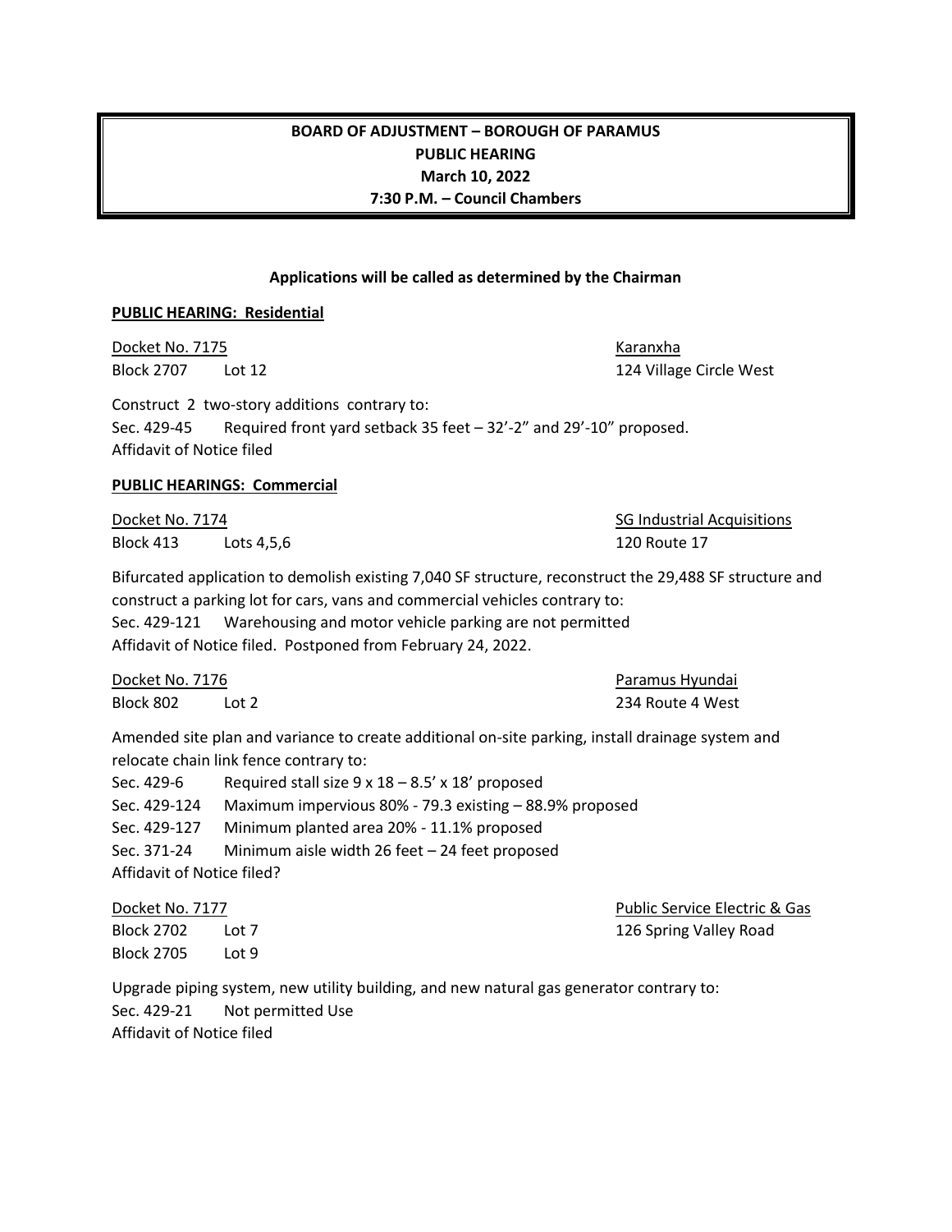**BOARD OF ADJUSTMENT – BOROUGH OF PARAMUS**
**PUBLIC HEARING**
**March 10, 2022**
**7:30 P.M. – Council Chambers**

**Applications will be called as determined by the Chairman**

**PUBLIC HEARING: Residential**

Docket No. 7175 — Karanxha
Block 2707 Lot 12 — 124 Village Circle West

Construct 2 two-story additions contrary to:
Sec. 429-45 Required front yard setback 35 feet – 32'-2" and 29'-10" proposed.
Affidavit of Notice filed

**PUBLIC HEARINGS: Commercial**

Docket No. 7174 — SG Industrial Acquisitions
Block 413 Lots 4,5,6 — 120 Route 17

Bifurcated application to demolish existing 7,040 SF structure, reconstruct the 29,488 SF structure and construct a parking lot for cars, vans and commercial vehicles contrary to:
Sec. 429-121 Warehousing and motor vehicle parking are not permitted
Affidavit of Notice filed. Postponed from February 24, 2022.

Docket No. 7176 — Paramus Hyundai
Block 802 Lot 2 — 234 Route 4 West

Amended site plan and variance to create additional on-site parking, install drainage system and relocate chain link fence contrary to:
Sec. 429-6 Required stall size 9 x 18 – 8.5' x 18' proposed
Sec. 429-124 Maximum impervious 80% - 79.3 existing – 88.9% proposed
Sec. 429-127 Minimum planted area 20% - 11.1% proposed
Sec. 371-24 Minimum aisle width 26 feet – 24 feet proposed
Affidavit of Notice filed?

Docket No. 7177 — Public Service Electric & Gas
Block 2702 Lot 7 — 126 Spring Valley Road
Block 2705 Lot 9

Upgrade piping system, new utility building, and new natural gas generator contrary to:
Sec. 429-21 Not permitted Use
Affidavit of Notice filed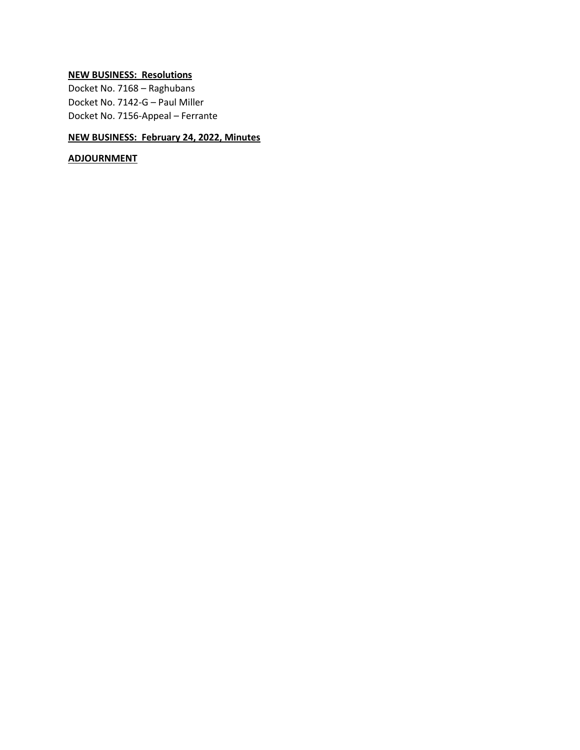**NEW BUSINESS: Resolutions**

Docket No. 7168 – Raghubans
Docket No. 7142-G – Paul Miller
Docket No. 7156-Appeal – Ferrante

**NEW BUSINESS: February 24, 2022, Minutes**

**ADJOURNMENT**